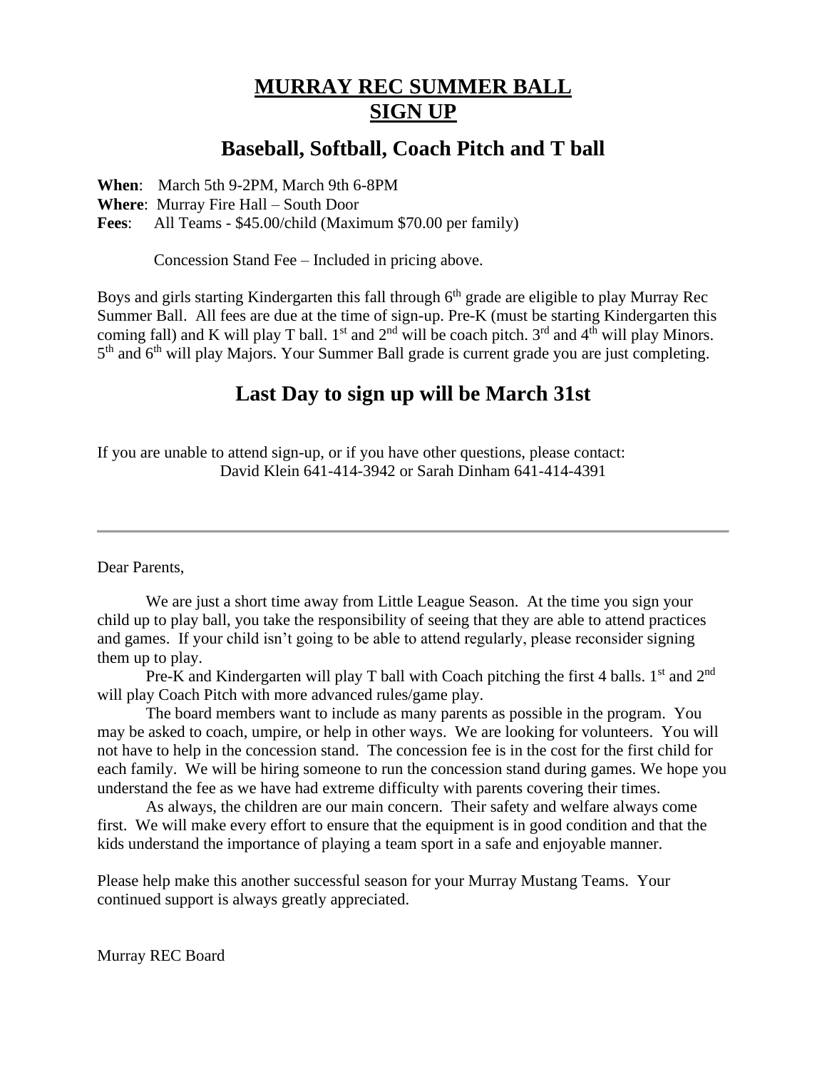# MURRAY REC SUMMER BALL SIGN UP

## Baseball, Softball, Coach Pitch and T ball

**When**: March 5th 9-2PM, March 9th 6-8PM
**Where**: Murray Fire Hall – South Door
**Fees**: All Teams - $45.00/child (Maximum $70.00 per family)

Concession Stand Fee – Included in pricing above.

Boys and girls starting Kindergarten this fall through 6th grade are eligible to play Murray Rec Summer Ball. All fees are due at the time of sign-up. Pre-K (must be starting Kindergarten this coming fall) and K will play T ball. 1st and 2nd will be coach pitch. 3rd and 4th will play Minors. 5th and 6th will play Majors. Your Summer Ball grade is current grade you are just completing.

## Last Day to sign up will be March 31st

If you are unable to attend sign-up, or if you have other questions, please contact:
David Klein 641-414-3942 or Sarah Dinham 641-414-4391

---

Dear Parents,

We are just a short time away from Little League Season. At the time you sign your child up to play ball, you take the responsibility of seeing that they are able to attend practices and games. If your child isn't going to be able to attend regularly, please reconsider signing them up to play.

Pre-K and Kindergarten will play T ball with Coach pitching the first 4 balls. 1st and 2nd will play Coach Pitch with more advanced rules/game play.

The board members want to include as many parents as possible in the program. You may be asked to coach, umpire, or help in other ways. We are looking for volunteers. You will not have to help in the concession stand. The concession fee is in the cost for the first child for each family. We will be hiring someone to run the concession stand during games. We hope you understand the fee as we have had extreme difficulty with parents covering their times.

As always, the children are our main concern. Their safety and welfare always come first. We will make every effort to ensure that the equipment is in good condition and that the kids understand the importance of playing a team sport in a safe and enjoyable manner.

Please help make this another successful season for your Murray Mustang Teams. Your continued support is always greatly appreciated.

Murray REC Board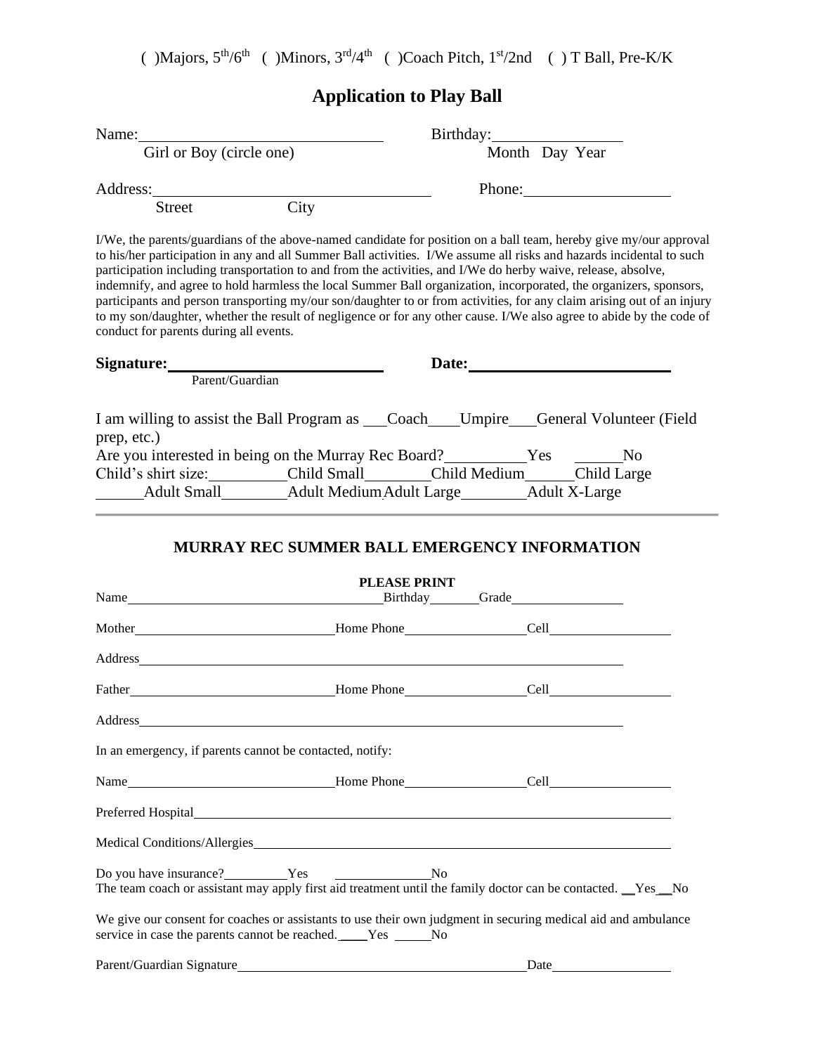( )Majors, $5^{th}/6^{th}$ ( )Minors, $3^{rd}/4^{th}$ ( )Coach Pitch, $1^{st}$/2nd ( ) T Ball, Pre-K/K

# Application to Play Ball

Name:______________________________ Birthday:________________
Girl or Boy (circle one) Month Day Year

Address:___________________________________ Phone:__________________
Street City

I/We, the parents/guardians of the above-named candidate for position on a ball team, hereby give my/our approval to his/her participation in any and all Summer Ball activities. I/We assume all risks and hazards incidental to such participation including transportation to and from the activities, and I/We do herby waive, release, absolve, indemnify, and agree to hold harmless the local Summer Ball organization, incorporated, the organizers, sponsors, participants and person transporting my/our son/daughter to or from activities, for any claim arising out of an injury to my son/daughter, whether the result of negligence or for any other cause. I/We also agree to abide by the code of conduct for parents during all events.

**Signature:**__________________________ **Date:**__________________________
Parent/Guardian

I am willing to assist the Ball Program as ___Coach____Umpire___General Volunteer (Field prep, etc.)
Are you interested in being on the Murray Rec Board?__________Yes ______No
Child's shirt size:__________Child Small________Child Medium______Child Large
______Adult Small________Adult Medium Adult Large________Adult X-Large

---

## MURRAY REC SUMMER BALL EMERGENCY INFORMATION

**PLEASE PRINT**

Name_____________________________________Birthday_______Grade________________

Mother____________________________Home Phone_________________Cell__________________

Address_________________________________________________________________

Father____________________________Home Phone_________________Cell__________________

Address_________________________________________________________________

In an emergency, if parents cannot be contacted, notify:

Name______________________________Home Phone_________________Cell__________________

Preferred Hospital______________________________________________________________

Medical Conditions/Allergies______________________________________________________

Do you have insurance?_________Yes ______________No
The team coach or assistant may apply first aid treatment until the family doctor can be contacted. __Yes__No

We give our consent for coaches or assistants to use their own judgment in securing medical aid and ambulance service in case the parents cannot be reached.____Yes _____No

Parent/Guardian Signature__________________________________________Date_________________